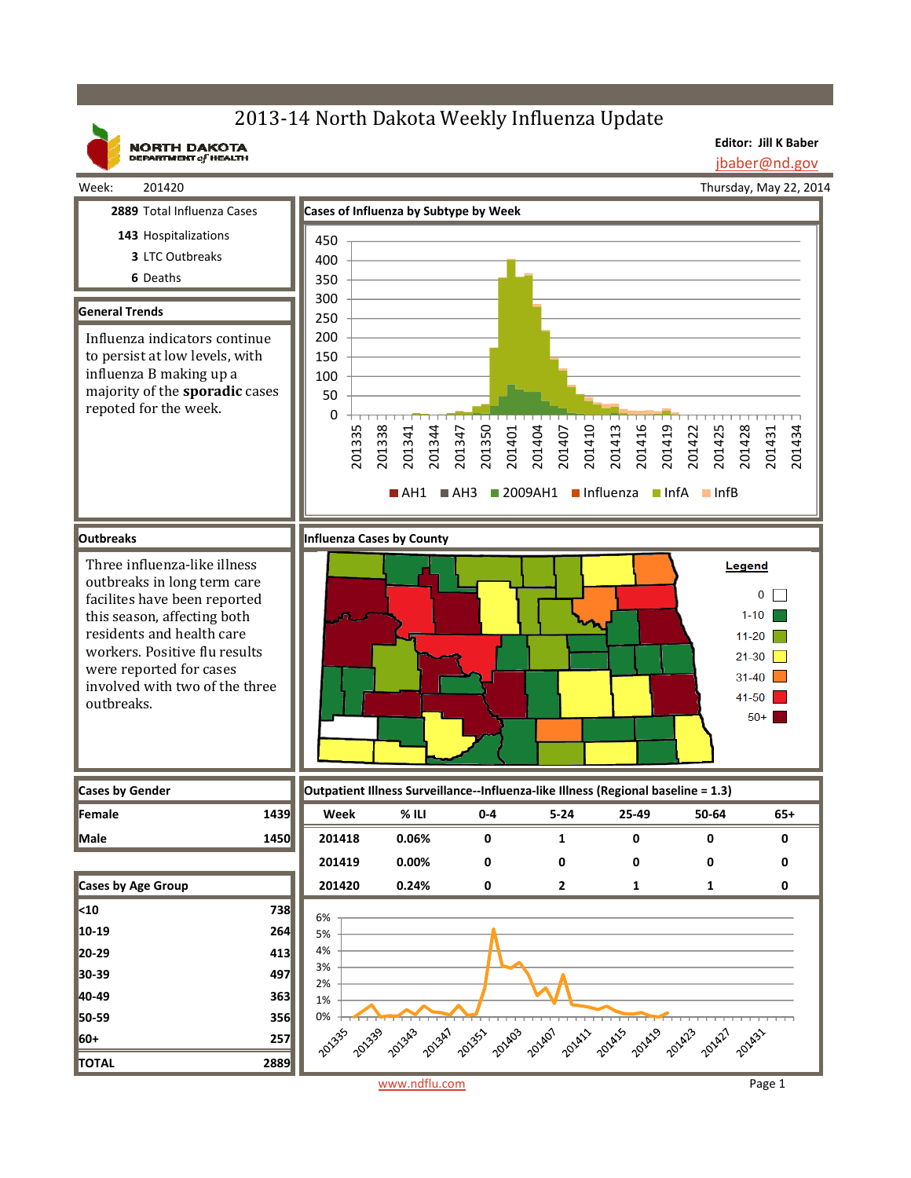# 2013-14 North Dakota Weekly Influenza Update

NORTH DAKOTA DEPARTMENT of HEALTH

**Editor: Jill K Baber**
jbaber@nd.gov

Week: 201420 — Thursday, May 22, 2014

**2889** Total Influenza Cases
**143** Hospitalizations
**3** LTC Outbreaks
**6** Deaths

## General Trends

Influenza indicators continue to persist at low levels, with influenza B making up a majority of the **sporadic** cases repoted for the week.

## Cases of Influenza by Subtype by Week

Legend: AH1, AH3, 2009AH1, Influenza, InfA, InfB

## Outbreaks

Three influenza-like illness outbreaks in long term care facilites have been reported this season, affecting both residents and health care workers. Positive flu results were reported for cases involved with two of the three outbreaks.

## Influenza Cases by County

Legend: 0, 1-10, 11-20, 21-30, 31-40, 41-50, 50+

## Cases by Gender

| | |
|---|---|
| Female | 1439 |
| Male | 1450 |

## Cases by Age Group

| | |
|---|---|
| <10 | 738 |
| 10-19 | 264 |
| 20-29 | 413 |
| 30-39 | 497 |
| 40-49 | 363 |
| 50-59 | 356 |
| 60+ | 257 |
| TOTAL | 2889 |

## Outpatient Illness Surveillance--Influenza-like Illness (Regional baseline = 1.3)

| Week | % ILI | 0-4 | 5-24 | 25-49 | 50-64 | 65+ |
|---|---|---|---|---|---|---|
| 201418 | 0.06% | 0 | 1 | 0 | 0 | 0 |
| 201419 | 0.00% | 0 | 0 | 0 | 0 | 0 |
| 201420 | 0.24% | 0 | 2 | 1 | 1 | 0 |

www.ndflu.com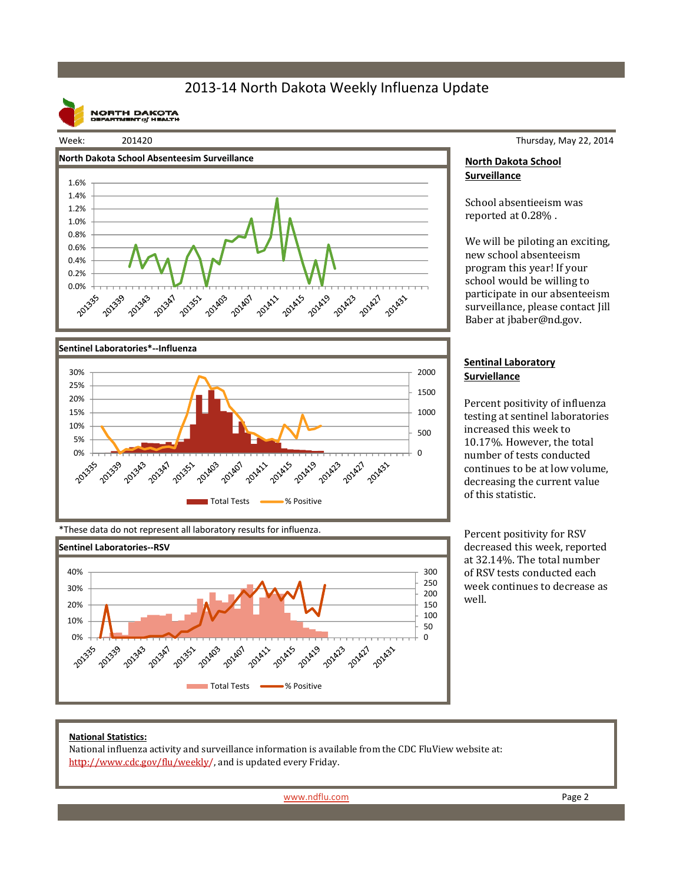# 2013-14 North Dakota Weekly Influenza Update

NORTH DAKOTA DEPARTMENT of HEALTH

Week: 201420

Thursday, May 22, 2014

## North Dakota School Absenteesim Surveillance

1.6%
1.4%
1.2%
1.0%
0.8%
0.6%
0.4%
0.2%
0.0%

201335 201339 201343 201347 201351 201403 201407 201411 201415 201419 201423 201427 201431

## Sentinel Laboratories*--Influenza

30%
25%
20%
15%
10%
5%
0%

2000
1500
1000
500
0

201335 201339 201343 201347 201351 201403 201407 201411 201415 201419 201423 201427 201431

Total Tests % Positive

*These data do not represent all laboratory results for influenza.

## Sentinel Laboratories--RSV

40%
30%
20%
10%
0%

300
250
200
150
100
50
0

201335 201339 201343 201347 201351 201403 201407 201411 201415 201419 201423 201427 201431

Total Tests % Positive

**North Dakota School Surveillance**

School absentieeism was reported at 0.28% .

We will be piloting an exciting, new school absenteeism program this year! If your school would be willing to participate in our absenteeism surveillance, please contact Jill Baber at jbaber@nd.gov.

**Sentinal Laboratory Surviellance**

Percent positivity of influenza testing at sentinel laboratories increased this week to 10.17%. However, the total number of tests conducted continues to be at low volume, decreasing the current value of this statistic.

Percent positivity for RSV decreased this week, reported at 32.14%. The total number of RSV tests conducted each week continues to decrease as well.

**National Statistics:**

National influenza activity and surveillance information is available from the CDC FluView website at: http://www.cdc.gov/flu/weekly/, and is updated every Friday.

www.ndflu.com